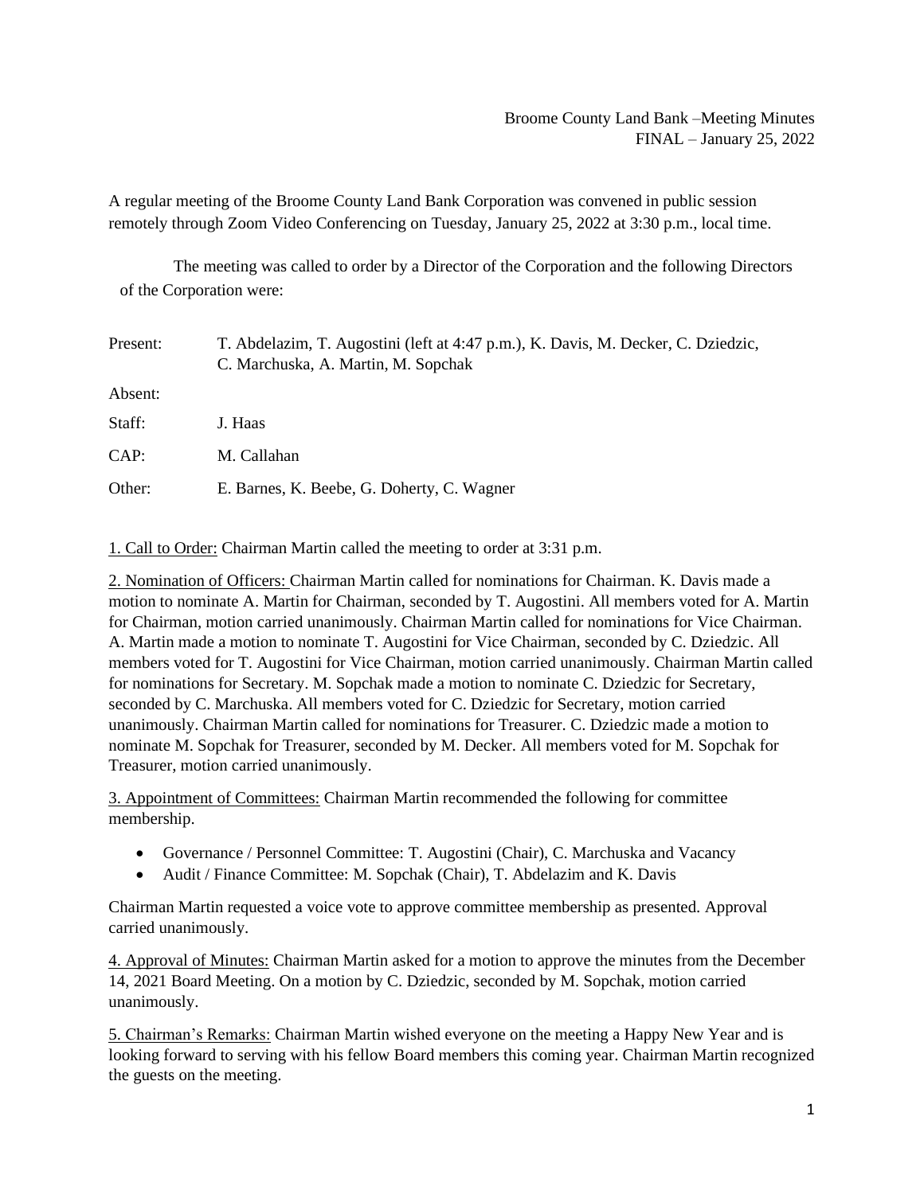Broome County Land Bank –Meeting Minutes
FINAL – January 25, 2022

A regular meeting of the Broome County Land Bank Corporation was convened in public session remotely through Zoom Video Conferencing on Tuesday, January 25, 2022 at 3:30 p.m., local time.

The meeting was called to order by a Director of the Corporation and the following Directors of the Corporation were:

| | |
|---|---|
| Present: | T. Abdelazim, T. Augostini (left at 4:47 p.m.), K. Davis, M. Decker, C. Dziedzic, C. Marchuska, A. Martin, M. Sopchak |
| Absent: | |
| Staff: | J. Haas |
| CAP: | M. Callahan |
| Other: | E. Barnes, K. Beebe, G. Doherty, C. Wagner |

1. Call to Order: Chairman Martin called the meeting to order at 3:31 p.m.

2. Nomination of Officers: Chairman Martin called for nominations for Chairman. K. Davis made a motion to nominate A. Martin for Chairman, seconded by T. Augostini. All members voted for A. Martin for Chairman, motion carried unanimously. Chairman Martin called for nominations for Vice Chairman. A. Martin made a motion to nominate T. Augostini for Vice Chairman, seconded by C. Dziedzic. All members voted for T. Augostini for Vice Chairman, motion carried unanimously. Chairman Martin called for nominations for Secretary. M. Sopchak made a motion to nominate C. Dziedzic for Secretary, seconded by C. Marchuska. All members voted for C. Dziedzic for Secretary, motion carried unanimously. Chairman Martin called for nominations for Treasurer. C. Dziedzic made a motion to nominate M. Sopchak for Treasurer, seconded by M. Decker. All members voted for M. Sopchak for Treasurer, motion carried unanimously.

3. Appointment of Committees: Chairman Martin recommended the following for committee membership.

- Governance / Personnel Committee: T. Augostini (Chair), C. Marchuska and Vacancy
- Audit / Finance Committee: M. Sopchak (Chair), T. Abdelazim and K. Davis

Chairman Martin requested a voice vote to approve committee membership as presented. Approval carried unanimously.

4. Approval of Minutes: Chairman Martin asked for a motion to approve the minutes from the December 14, 2021 Board Meeting. On a motion by C. Dziedzic, seconded by M. Sopchak, motion carried unanimously.

5. Chairman's Remarks: Chairman Martin wished everyone on the meeting a Happy New Year and is looking forward to serving with his fellow Board members this coming year. Chairman Martin recognized the guests on the meeting.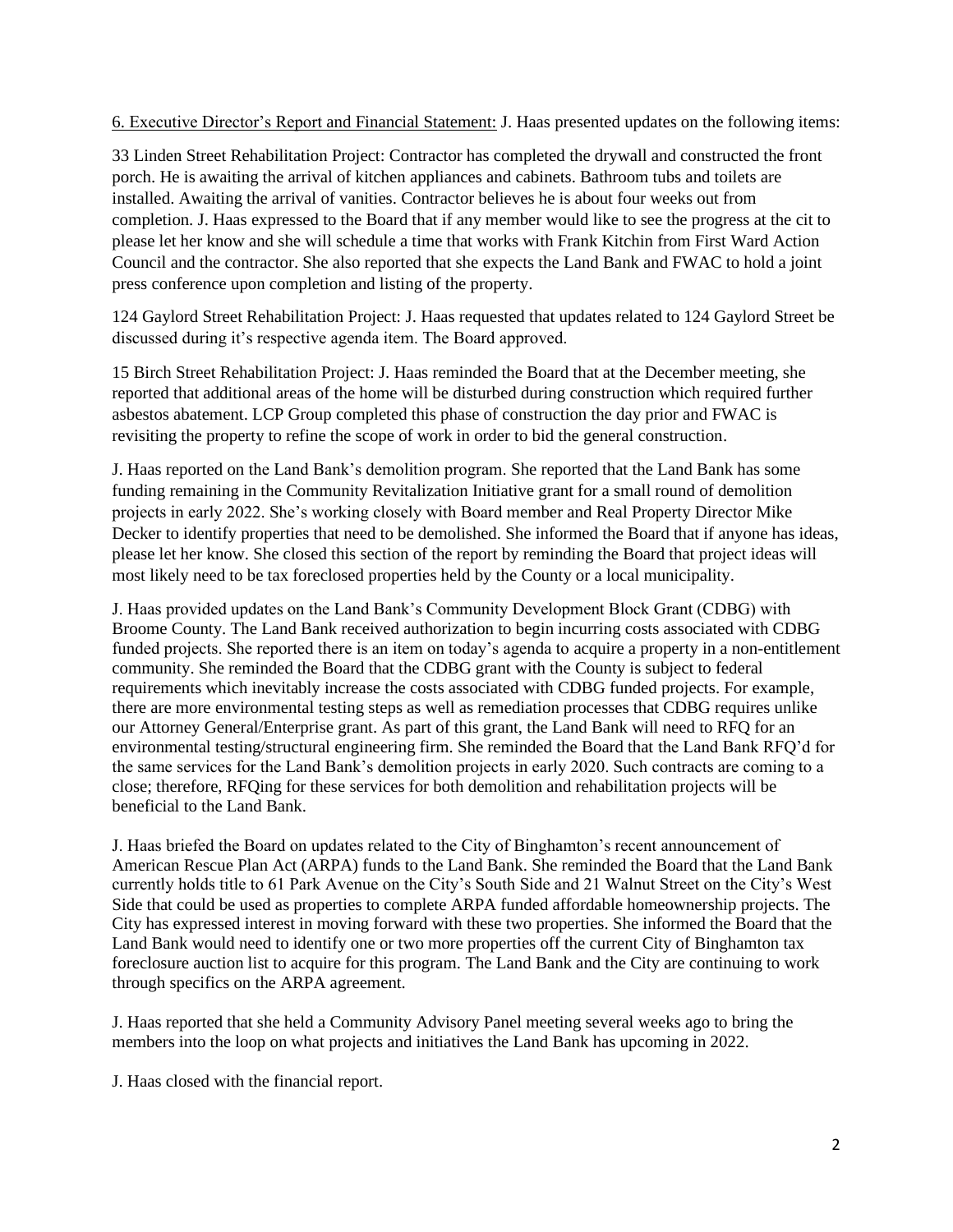6. Executive Director's Report and Financial Statement: J. Haas presented updates on the following items:

33 Linden Street Rehabilitation Project: Contractor has completed the drywall and constructed the front porch. He is awaiting the arrival of kitchen appliances and cabinets. Bathroom tubs and toilets are installed. Awaiting the arrival of vanities. Contractor believes he is about four weeks out from completion. J. Haas expressed to the Board that if any member would like to see the progress at the cit to please let her know and she will schedule a time that works with Frank Kitchin from First Ward Action Council and the contractor. She also reported that she expects the Land Bank and FWAC to hold a joint press conference upon completion and listing of the property.

124 Gaylord Street Rehabilitation Project: J. Haas requested that updates related to 124 Gaylord Street be discussed during it's respective agenda item. The Board approved.

15 Birch Street Rehabilitation Project: J. Haas reminded the Board that at the December meeting, she reported that additional areas of the home will be disturbed during construction which required further asbestos abatement. LCP Group completed this phase of construction the day prior and FWAC is revisiting the property to refine the scope of work in order to bid the general construction.

J. Haas reported on the Land Bank's demolition program. She reported that the Land Bank has some funding remaining in the Community Revitalization Initiative grant for a small round of demolition projects in early 2022. She's working closely with Board member and Real Property Director Mike Decker to identify properties that need to be demolished. She informed the Board that if anyone has ideas, please let her know. She closed this section of the report by reminding the Board that project ideas will most likely need to be tax foreclosed properties held by the County or a local municipality.

J. Haas provided updates on the Land Bank's Community Development Block Grant (CDBG) with Broome County. The Land Bank received authorization to begin incurring costs associated with CDBG funded projects. She reported there is an item on today's agenda to acquire a property in a non-entitlement community. She reminded the Board that the CDBG grant with the County is subject to federal requirements which inevitably increase the costs associated with CDBG funded projects. For example, there are more environmental testing steps as well as remediation processes that CDBG requires unlike our Attorney General/Enterprise grant. As part of this grant, the Land Bank will need to RFQ for an environmental testing/structural engineering firm. She reminded the Board that the Land Bank RFQ'd for the same services for the Land Bank's demolition projects in early 2020. Such contracts are coming to a close; therefore, RFQing for these services for both demolition and rehabilitation projects will be beneficial to the Land Bank.

J. Haas briefed the Board on updates related to the City of Binghamton's recent announcement of American Rescue Plan Act (ARPA) funds to the Land Bank. She reminded the Board that the Land Bank currently holds title to 61 Park Avenue on the City's South Side and 21 Walnut Street on the City's West Side that could be used as properties to complete ARPA funded affordable homeownership projects. The City has expressed interest in moving forward with these two properties. She informed the Board that the Land Bank would need to identify one or two more properties off the current City of Binghamton tax foreclosure auction list to acquire for this program. The Land Bank and the City are continuing to work through specifics on the ARPA agreement.

J. Haas reported that she held a Community Advisory Panel meeting several weeks ago to bring the members into the loop on what projects and initiatives the Land Bank has upcoming in 2022.

J. Haas closed with the financial report.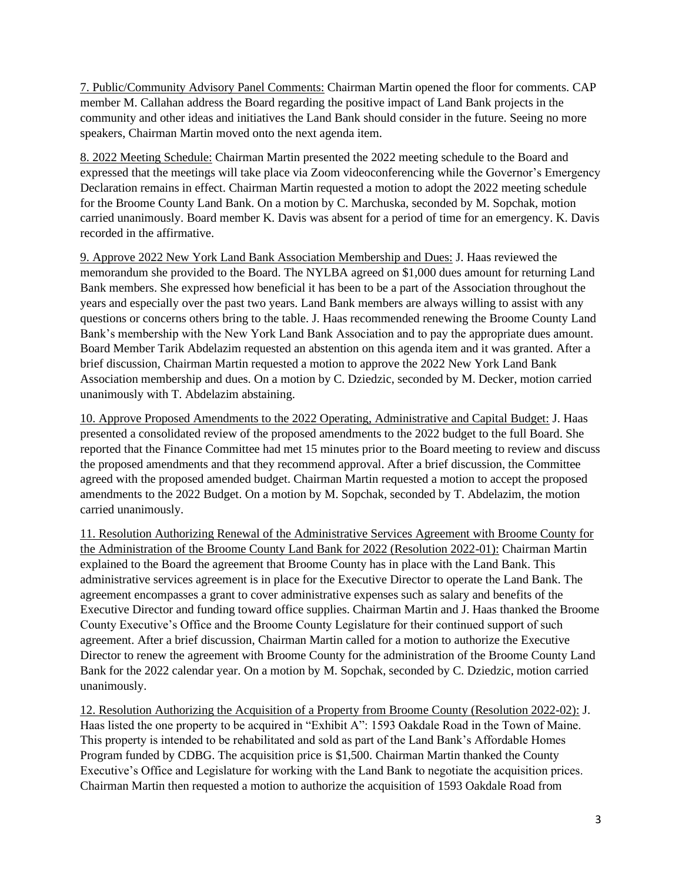7. Public/Community Advisory Panel Comments: Chairman Martin opened the floor for comments. CAP member M. Callahan address the Board regarding the positive impact of Land Bank projects in the community and other ideas and initiatives the Land Bank should consider in the future. Seeing no more speakers, Chairman Martin moved onto the next agenda item.

8. 2022 Meeting Schedule: Chairman Martin presented the 2022 meeting schedule to the Board and expressed that the meetings will take place via Zoom videoconferencing while the Governor's Emergency Declaration remains in effect. Chairman Martin requested a motion to adopt the 2022 meeting schedule for the Broome County Land Bank. On a motion by C. Marchuska, seconded by M. Sopchak, motion carried unanimously. Board member K. Davis was absent for a period of time for an emergency. K. Davis recorded in the affirmative.

9. Approve 2022 New York Land Bank Association Membership and Dues: J. Haas reviewed the memorandum she provided to the Board. The NYLBA agreed on $1,000 dues amount for returning Land Bank members. She expressed how beneficial it has been to be a part of the Association throughout the years and especially over the past two years. Land Bank members are always willing to assist with any questions or concerns others bring to the table. J. Haas recommended renewing the Broome County Land Bank's membership with the New York Land Bank Association and to pay the appropriate dues amount. Board Member Tarik Abdelazim requested an abstention on this agenda item and it was granted. After a brief discussion, Chairman Martin requested a motion to approve the 2022 New York Land Bank Association membership and dues. On a motion by C. Dziedzic, seconded by M. Decker, motion carried unanimously with T. Abdelazim abstaining.

10. Approve Proposed Amendments to the 2022 Operating, Administrative and Capital Budget: J. Haas presented a consolidated review of the proposed amendments to the 2022 budget to the full Board. She reported that the Finance Committee had met 15 minutes prior to the Board meeting to review and discuss the proposed amendments and that they recommend approval. After a brief discussion, the Committee agreed with the proposed amended budget. Chairman Martin requested a motion to accept the proposed amendments to the 2022 Budget. On a motion by M. Sopchak, seconded by T. Abdelazim, the motion carried unanimously.

11. Resolution Authorizing Renewal of the Administrative Services Agreement with Broome County for the Administration of the Broome County Land Bank for 2022 (Resolution 2022-01): Chairman Martin explained to the Board the agreement that Broome County has in place with the Land Bank. This administrative services agreement is in place for the Executive Director to operate the Land Bank. The agreement encompasses a grant to cover administrative expenses such as salary and benefits of the Executive Director and funding toward office supplies. Chairman Martin and J. Haas thanked the Broome County Executive's Office and the Broome County Legislature for their continued support of such agreement. After a brief discussion, Chairman Martin called for a motion to authorize the Executive Director to renew the agreement with Broome County for the administration of the Broome County Land Bank for the 2022 calendar year. On a motion by M. Sopchak, seconded by C. Dziedzic, motion carried unanimously.

12. Resolution Authorizing the Acquisition of a Property from Broome County (Resolution 2022-02): J. Haas listed the one property to be acquired in "Exhibit A": 1593 Oakdale Road in the Town of Maine. This property is intended to be rehabilitated and sold as part of the Land Bank's Affordable Homes Program funded by CDBG. The acquisition price is $1,500. Chairman Martin thanked the County Executive's Office and Legislature for working with the Land Bank to negotiate the acquisition prices. Chairman Martin then requested a motion to authorize the acquisition of 1593 Oakdale Road from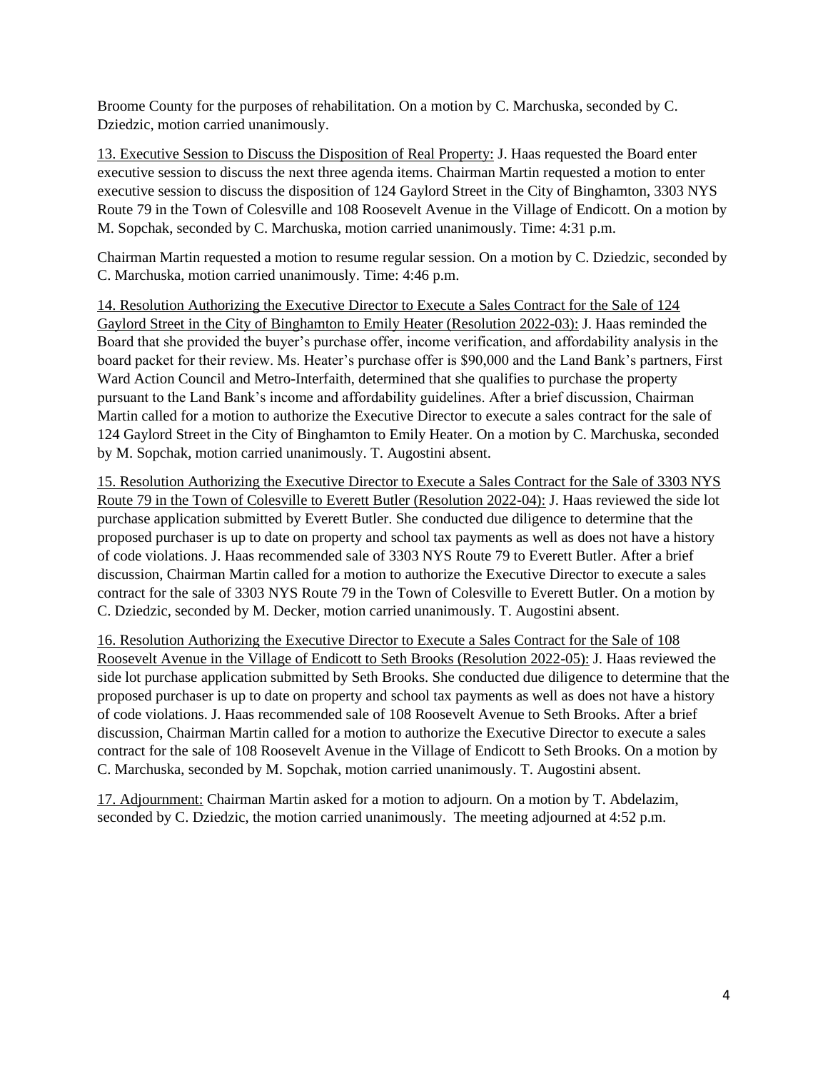Broome County for the purposes of rehabilitation. On a motion by C. Marchuska, seconded by C. Dziedzic, motion carried unanimously.

13. Executive Session to Discuss the Disposition of Real Property: J. Haas requested the Board enter executive session to discuss the next three agenda items. Chairman Martin requested a motion to enter executive session to discuss the disposition of 124 Gaylord Street in the City of Binghamton, 3303 NYS Route 79 in the Town of Colesville and 108 Roosevelt Avenue in the Village of Endicott. On a motion by M. Sopchak, seconded by C. Marchuska, motion carried unanimously. Time: 4:31 p.m.

Chairman Martin requested a motion to resume regular session. On a motion by C. Dziedzic, seconded by C. Marchuska, motion carried unanimously. Time: 4:46 p.m.

14. Resolution Authorizing the Executive Director to Execute a Sales Contract for the Sale of 124 Gaylord Street in the City of Binghamton to Emily Heater (Resolution 2022-03): J. Haas reminded the Board that she provided the buyer's purchase offer, income verification, and affordability analysis in the board packet for their review. Ms. Heater's purchase offer is $90,000 and the Land Bank's partners, First Ward Action Council and Metro-Interfaith, determined that she qualifies to purchase the property pursuant to the Land Bank's income and affordability guidelines. After a brief discussion, Chairman Martin called for a motion to authorize the Executive Director to execute a sales contract for the sale of 124 Gaylord Street in the City of Binghamton to Emily Heater. On a motion by C. Marchuska, seconded by M. Sopchak, motion carried unanimously. T. Augostini absent.

15. Resolution Authorizing the Executive Director to Execute a Sales Contract for the Sale of 3303 NYS Route 79 in the Town of Colesville to Everett Butler (Resolution 2022-04): J. Haas reviewed the side lot purchase application submitted by Everett Butler. She conducted due diligence to determine that the proposed purchaser is up to date on property and school tax payments as well as does not have a history of code violations. J. Haas recommended sale of 3303 NYS Route 79 to Everett Butler. After a brief discussion, Chairman Martin called for a motion to authorize the Executive Director to execute a sales contract for the sale of 3303 NYS Route 79 in the Town of Colesville to Everett Butler. On a motion by C. Dziedzic, seconded by M. Decker, motion carried unanimously. T. Augostini absent.

16. Resolution Authorizing the Executive Director to Execute a Sales Contract for the Sale of 108 Roosevelt Avenue in the Village of Endicott to Seth Brooks (Resolution 2022-05): J. Haas reviewed the side lot purchase application submitted by Seth Brooks. She conducted due diligence to determine that the proposed purchaser is up to date on property and school tax payments as well as does not have a history of code violations. J. Haas recommended sale of 108 Roosevelt Avenue to Seth Brooks. After a brief discussion, Chairman Martin called for a motion to authorize the Executive Director to execute a sales contract for the sale of 108 Roosevelt Avenue in the Village of Endicott to Seth Brooks. On a motion by C. Marchuska, seconded by M. Sopchak, motion carried unanimously. T. Augostini absent.

17. Adjournment: Chairman Martin asked for a motion to adjourn. On a motion by T. Abdelazim, seconded by C. Dziedzic, the motion carried unanimously. The meeting adjourned at 4:52 p.m.